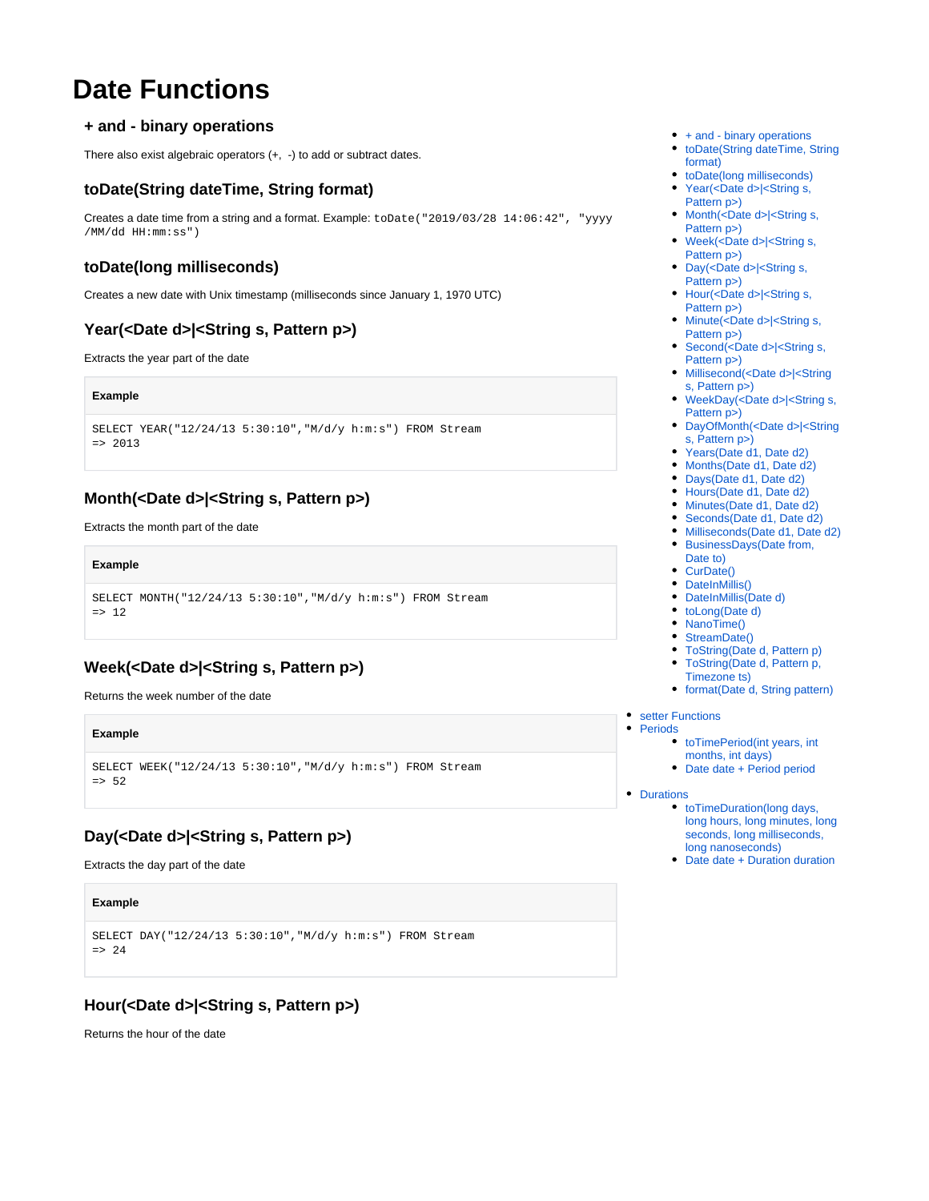# Date Functions

- + and - binary operations
- toDate(String dateTime, String format)
- toDate(long milliseconds)
- Year(<Date d>|<String s, Pattern p>)
- Month(<Date d>|<String s, Pattern p>)
- Week(<Date d>|<String s, Pattern p>)
- Day(<Date d>|<String s, Pattern p>)
- Hour(<Date d>|<String s, Pattern p>)
- Minute(<Date d>|<String s, Pattern p>)
- Second(<Date d>|<String s, Pattern p>)
- Millisecond(<Date d>|<String s, Pattern p>)
- WeekDay(<Date d>|<String s, Pattern p>)
- DayOfMonth(<Date d>|<String s, Pattern p>)
- Years(Date d1, Date d2)
- Months(Date d1, Date d2)
- Days(Date d1, Date d2)
- Hours(Date d1, Date d2)
- Minutes(Date d1, Date d2)
- Seconds(Date d1, Date d2)
- Milliseconds(Date d1, Date d2)
- BusinessDays(Date from, Date to)
- CurDate()
- DateInMillis()
- DateInMillis(Date d)
- toLong(Date d)
- NanoTime()
- StreamDate()
- ToString(Date d, Pattern p)
- ToString(Date d, Pattern p, Timezone ts)
- format(Date d, String pattern)

* setter Functions
* Periods
  - toTimePeriod(int years, int months, int days)
  - Date date + Period period
* Durations
  - toTimeDuration(long days, long hours, long minutes, long seconds, long milliseconds, long nanoseconds)
  - Date date + Duration duration

## + and - binary operations

There also exist algebraic operators (+, -) to add or subtract dates.

## toDate(String dateTime, String format)

Creates a date time from a string and a format. Example: `toDate("2019/03/28 14:06:42", "yyyy/MM/dd HH:mm:ss")`

## toDate(long milliseconds)

Creates a new date with Unix timestamp (milliseconds since January 1, 1970 UTC)

## Year(<Date d>|<String s, Pattern p>)

Extracts the year part of the date

**Example**

```
SELECT YEAR("12/24/13 5:30:10","M/d/y h:m:s") FROM Stream
=> 2013
```

## Month(<Date d>|<String s, Pattern p>)

Extracts the month part of the date

**Example**

```
SELECT MONTH("12/24/13 5:30:10","M/d/y h:m:s") FROM Stream
=> 12
```

## Week(<Date d>|<String s, Pattern p>)

Returns the week number of the date

**Example**

```
SELECT WEEK("12/24/13 5:30:10","M/d/y h:m:s") FROM Stream
=> 52
```

## Day(<Date d>|<String s, Pattern p>)

Extracts the day part of the date

**Example**

```
SELECT DAY("12/24/13 5:30:10","M/d/y h:m:s") FROM Stream
=> 24
```

## Hour(<Date d>|<String s, Pattern p>)

Returns the hour of the date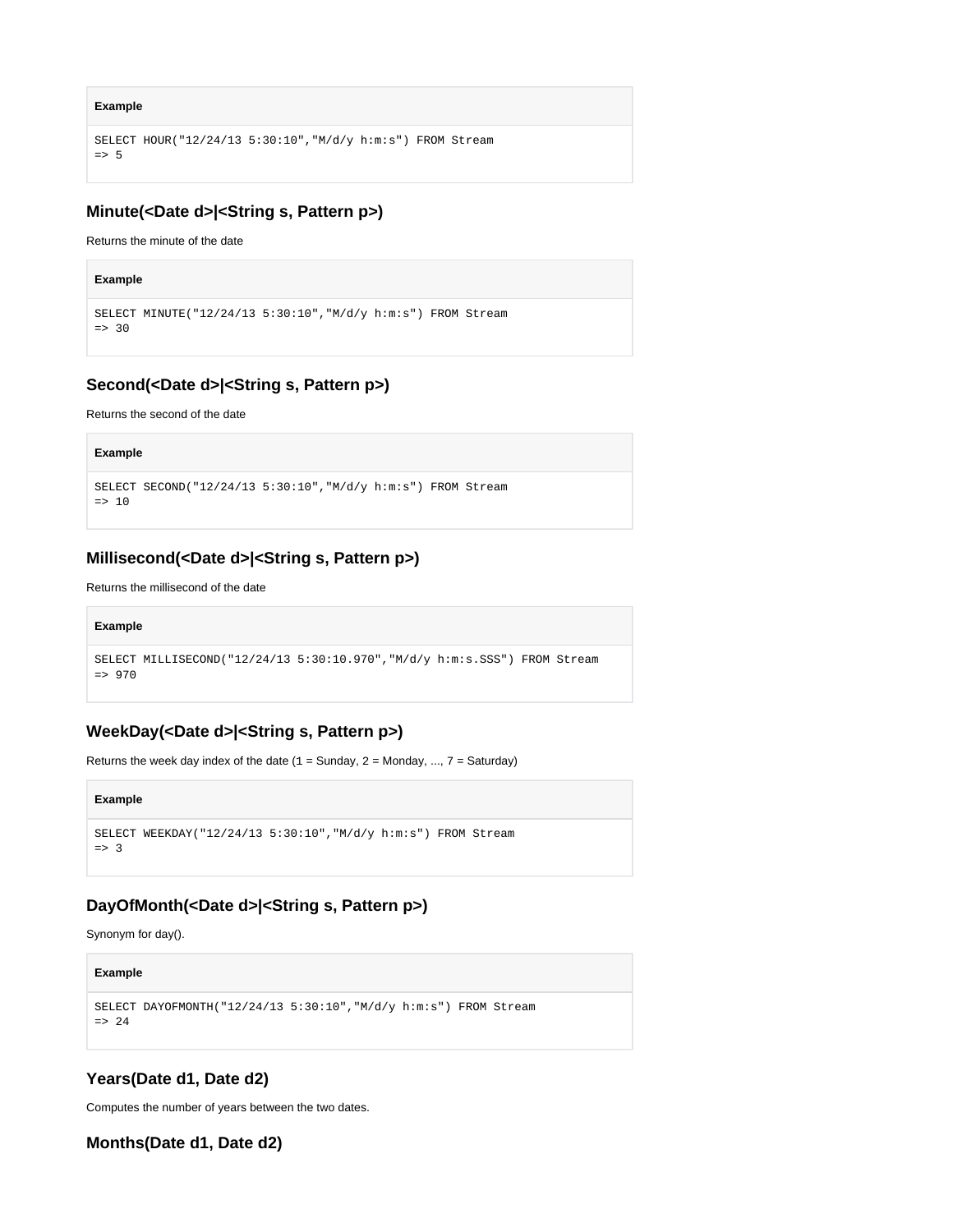**Example**

```
SELECT HOUR("12/24/13 5:30:10","M/d/y h:m:s") FROM Stream
=> 5
```

### Minute(<Date d>|<String s, Pattern p>)

Returns the minute of the date

**Example**

```
SELECT MINUTE("12/24/13 5:30:10","M/d/y h:m:s") FROM Stream
=> 30
```

### Second(<Date d>|<String s, Pattern p>)

Returns the second of the date

**Example**

```
SELECT SECOND("12/24/13 5:30:10","M/d/y h:m:s") FROM Stream
=> 10
```

### Millisecond(<Date d>|<String s, Pattern p>)

Returns the millisecond of the date

**Example**

```
SELECT MILLISECOND("12/24/13 5:30:10.970","M/d/y h:m:s.SSS") FROM Stream
=> 970
```

### WeekDay(<Date d>|<String s, Pattern p>)

Returns the week day index of the date (1 = Sunday, 2 = Monday, ..., 7 = Saturday)

**Example**

```
SELECT WEEKDAY("12/24/13 5:30:10","M/d/y h:m:s") FROM Stream
=> 3
```

### DayOfMonth(<Date d>|<String s, Pattern p>)

Synonym for day().

**Example**

```
SELECT DAYOFMONTH("12/24/13 5:30:10","M/d/y h:m:s") FROM Stream
=> 24
```

### Years(Date d1, Date d2)

Computes the number of years between the two dates.

### Months(Date d1, Date d2)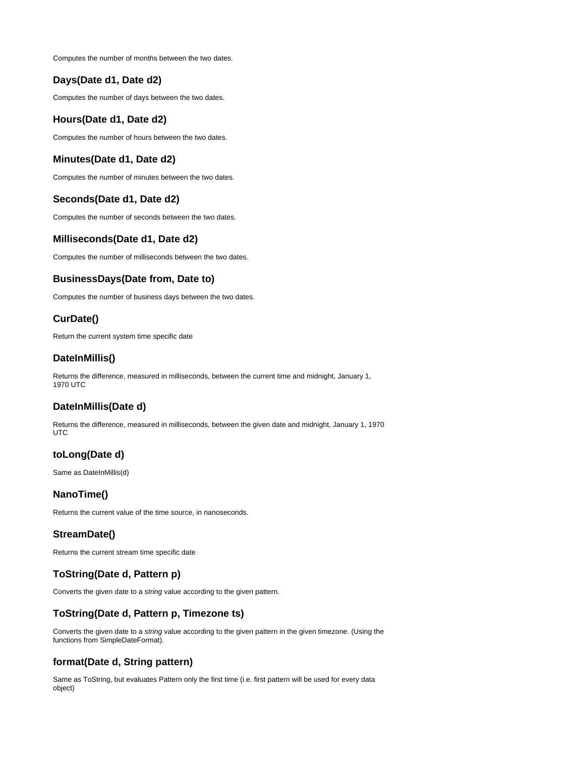Computes the number of months between the two dates.

### Days(Date d1, Date d2)

Computes the number of days between the two dates.

### Hours(Date d1, Date d2)

Computes the number of hours between the two dates.

### Minutes(Date d1, Date d2)

Computes the number of minutes between the two dates.

### Seconds(Date d1, Date d2)

Computes the number of seconds between the two dates.

### Milliseconds(Date d1, Date d2)

Computes the number of milliseconds between the two dates.

### BusinessDays(Date from, Date to)

Computes the number of business days between the two dates.

### CurDate()

Return the current system time specific date

### DateInMillis()

Returns the difference, measured in milliseconds, between the current time and midnight, January 1, 1970 UTC

### DateInMillis(Date d)

Returns the difference, measured in milliseconds, between the given date and midnight, January 1, 1970 UTC

### toLong(Date d)

Same as DateInMillis(d)

### NanoTime()

Returns the current value of the time source, in nanoseconds.

### StreamDate()

Returns the current stream time specific date

### ToString(Date d, Pattern p)

Converts the given date to a *string* value according to the given pattern.

### ToString(Date d, Pattern p, Timezone ts)

Converts the given date to a *string* value according to the given pattern in the given timezone. (Using the functions from SimpleDateFormat).

### format(Date d, String pattern)

Same as ToString, but evaluates Pattern only the first time (i.e. first pattern will be used for every data object)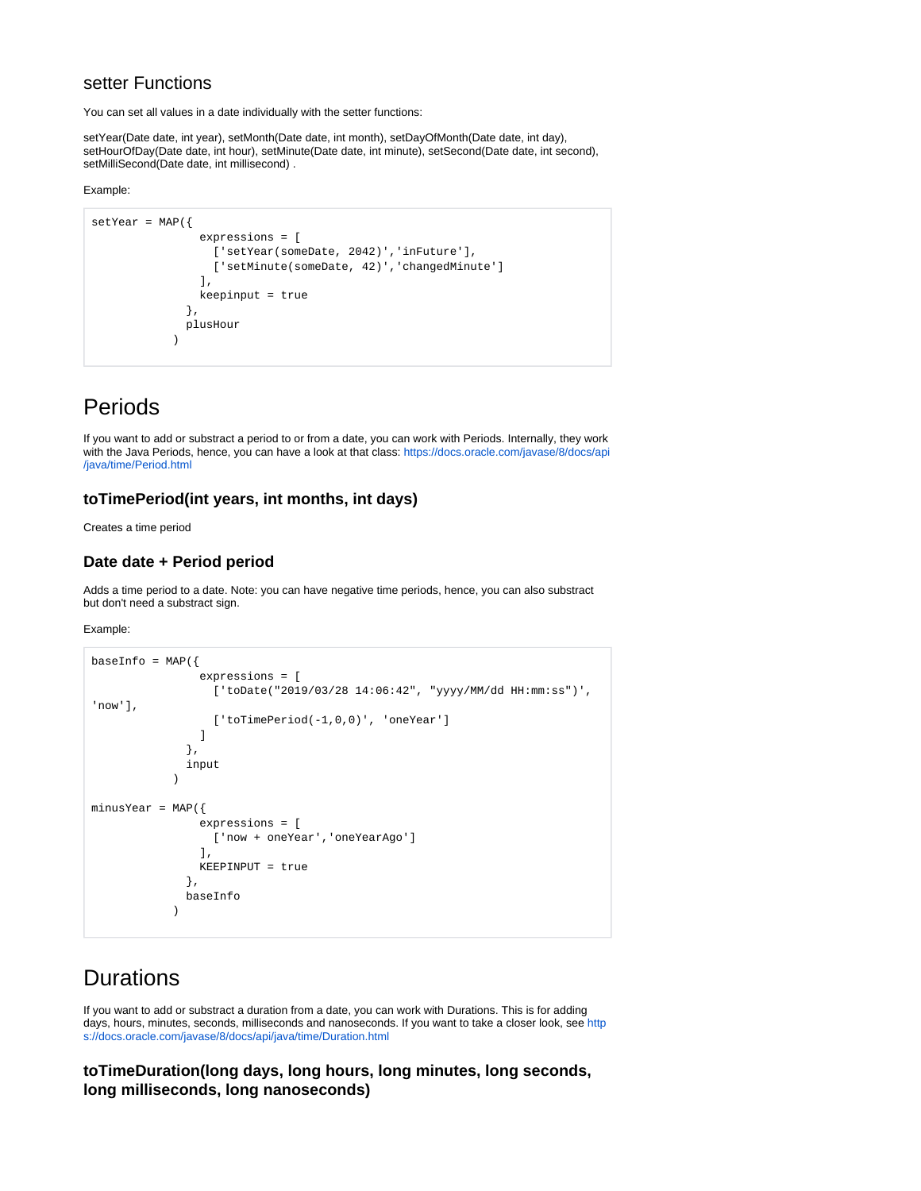### setter Functions

You can set all values in a date individually with the setter functions:

setYear(Date date, int year), setMonth(Date date, int month), setDayOfMonth(Date date, int day), setHourOfDay(Date date, int hour), setMinute(Date date, int minute), setSecond(Date date, int second), setMilliSecond(Date date, int millisecond) .

Example:

```
setYear = MAP({
                expressions = [
                  ['setYear(someDate, 2042)','inFuture'],
                  ['setMinute(someDate, 42)','changedMinute']
                ],
                keepinput = true
              },
              plusHour
            )
```

# Periods

If you want to add or substract a period to or from a date, you can work with Periods. Internally, they work with the Java Periods, hence, you can have a look at that class: https://docs.oracle.com/javase/8/docs/api/java/time/Period.html

### toTimePeriod(int years, int months, int days)

Creates a time period

### Date date + Period period

Adds a time period to a date. Note: you can have negative time periods, hence, you can also substract but don't need a substract sign.

Example:

```
baseInfo = MAP({
                expressions = [
                  ['toDate("2019/03/28 14:06:42", "yyyy/MM/dd HH:mm:ss")',
'now'],
                  ['toTimePeriod(-1,0,0)', 'oneYear']
                ]
              },
              input
            )

minusYear = MAP({
                expressions = [
                  ['now + oneYear','oneYearAgo']
                ],
                KEEPINPUT = true
              },
              baseInfo
            )
```

# Durations

If you want to add or substract a duration from a date, you can work with Durations. This is for adding days, hours, minutes, seconds, milliseconds and nanoseconds. If you want to take a closer look, see https://docs.oracle.com/javase/8/docs/api/java/time/Duration.html

### toTimeDuration(long days, long hours, long minutes, long seconds, long milliseconds, long nanoseconds)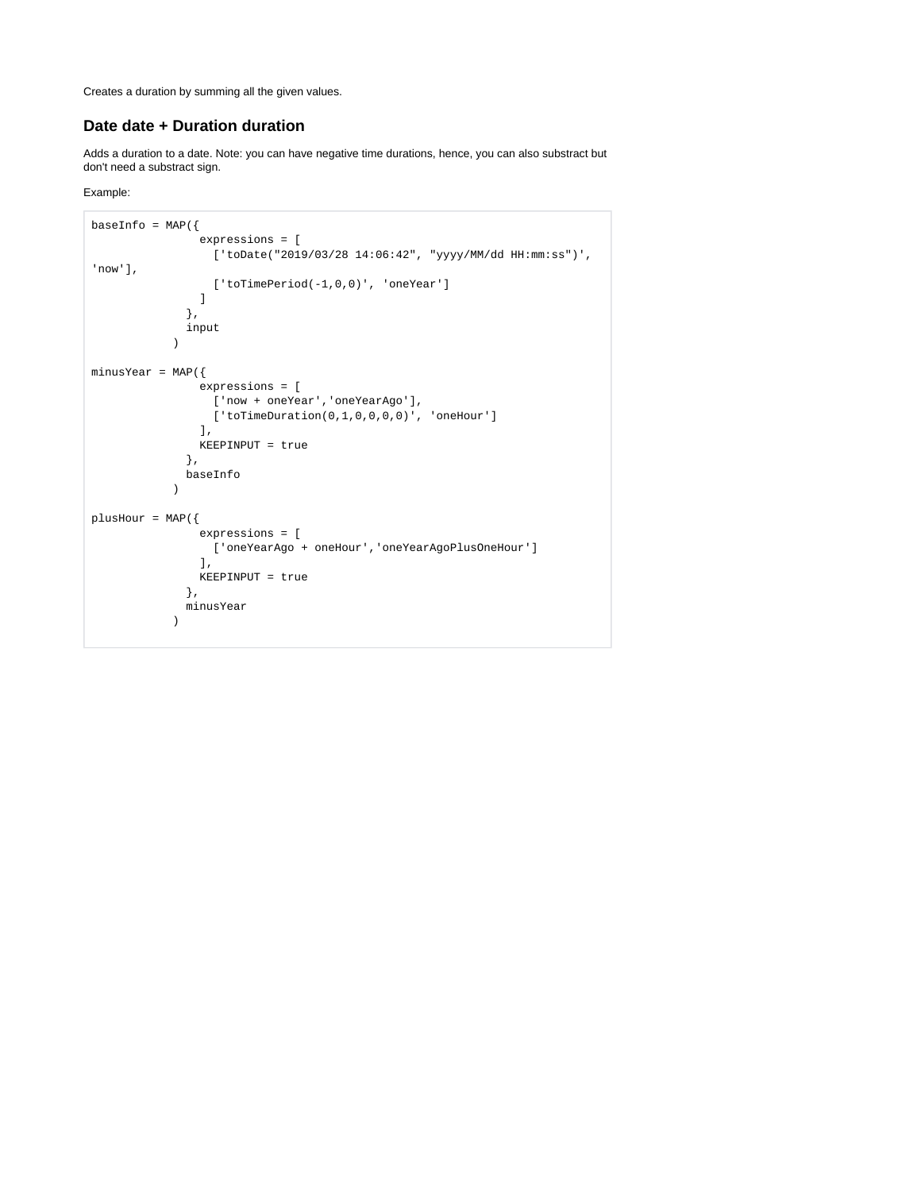Creates a duration by summing all the given values.

## Date date + Duration duration

Adds a duration to a date. Note: you can have negative time durations, hence, you can also substract but don't need a substract sign.

Example:

```
baseInfo = MAP({
                expressions = [
                  ['toDate("2019/03/28 14:06:42", "yyyy/MM/dd HH:mm:ss")',
'now'],
                  ['toTimePeriod(-1,0,0)', 'oneYear']
                ]
              },
              input
            )

minusYear = MAP({
                expressions = [
                  ['now + oneYear','oneYearAgo'],
                  ['toTimeDuration(0,1,0,0,0,0)', 'oneHour']
                ],
                KEEPINPUT = true
              },
              baseInfo
            )

plusHour = MAP({
                expressions = [
                  ['oneYearAgo + oneHour','oneYearAgoPlusOneHour']
                ],
                KEEPINPUT = true
              },
              minusYear
            )
```